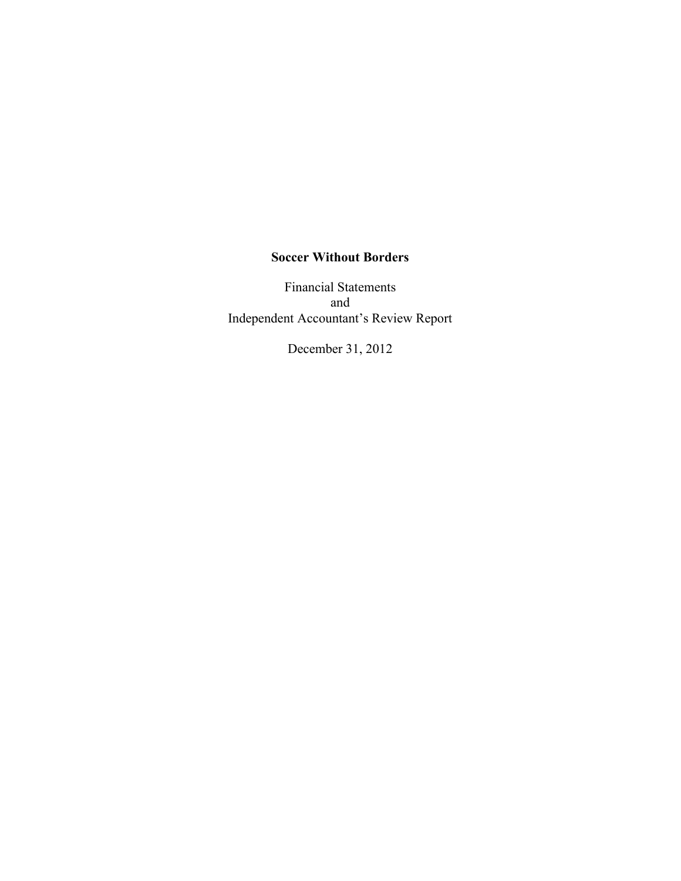**Soccer Without Borders**

Financial Statements
and
Independent Accountant's Review Report

December 31, 2012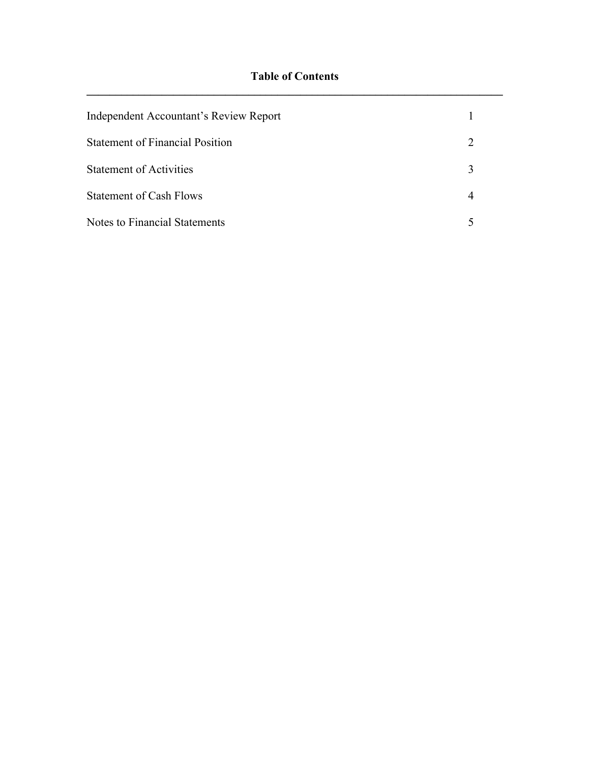## Table of Contents

| | |
|---|---|
| Independent Accountant's Review Report | 1 |
| Statement of Financial Position | 2 |
| Statement of Activities | 3 |
| Statement of Cash Flows | 4 |
| Notes to Financial Statements | 5 |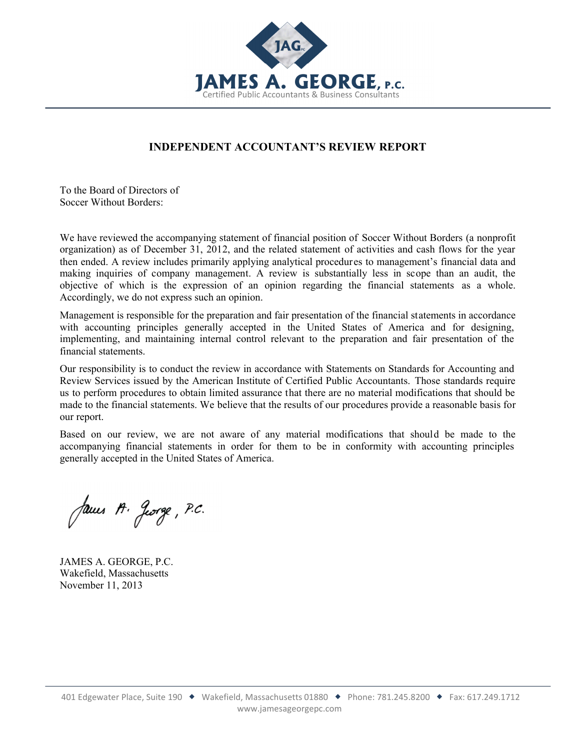JAMES A. GEORGE, P.C.
Certified Public Accountants & Business Consultants

## INDEPENDENT ACCOUNTANT'S REVIEW REPORT

To the Board of Directors of
Soccer Without Borders:

We have reviewed the accompanying statement of financial position of Soccer Without Borders (a nonprofit organization) as of December 31, 2012, and the related statement of activities and cash flows for the year then ended. A review includes primarily applying analytical procedures to management's financial data and making inquiries of company management. A review is substantially less in scope than an audit, the objective of which is the expression of an opinion regarding the financial statements as a whole. Accordingly, we do not express such an opinion.

Management is responsible for the preparation and fair presentation of the financial statements in accordance with accounting principles generally accepted in the United States of America and for designing, implementing, and maintaining internal control relevant to the preparation and fair presentation of the financial statements.

Our responsibility is to conduct the review in accordance with Statements on Standards for Accounting and Review Services issued by the American Institute of Certified Public Accountants. Those standards require us to perform procedures to obtain limited assurance that there are no material modifications that should be made to the financial statements. We believe that the results of our procedures provide a reasonable basis for our report.

Based on our review, we are not aware of any material modifications that should be made to the accompanying financial statements in order for them to be in conformity with accounting principles generally accepted in the United States of America.

James A. George, P.C.

JAMES A. GEORGE, P.C.
Wakefield, Massachusetts
November 11, 2013

401 Edgewater Place, Suite 190 ◆ Wakefield, Massachusetts 01880 ◆ Phone: 781.245.8200 ◆ Fax: 617.249.1712
www.jamesageorgepc.com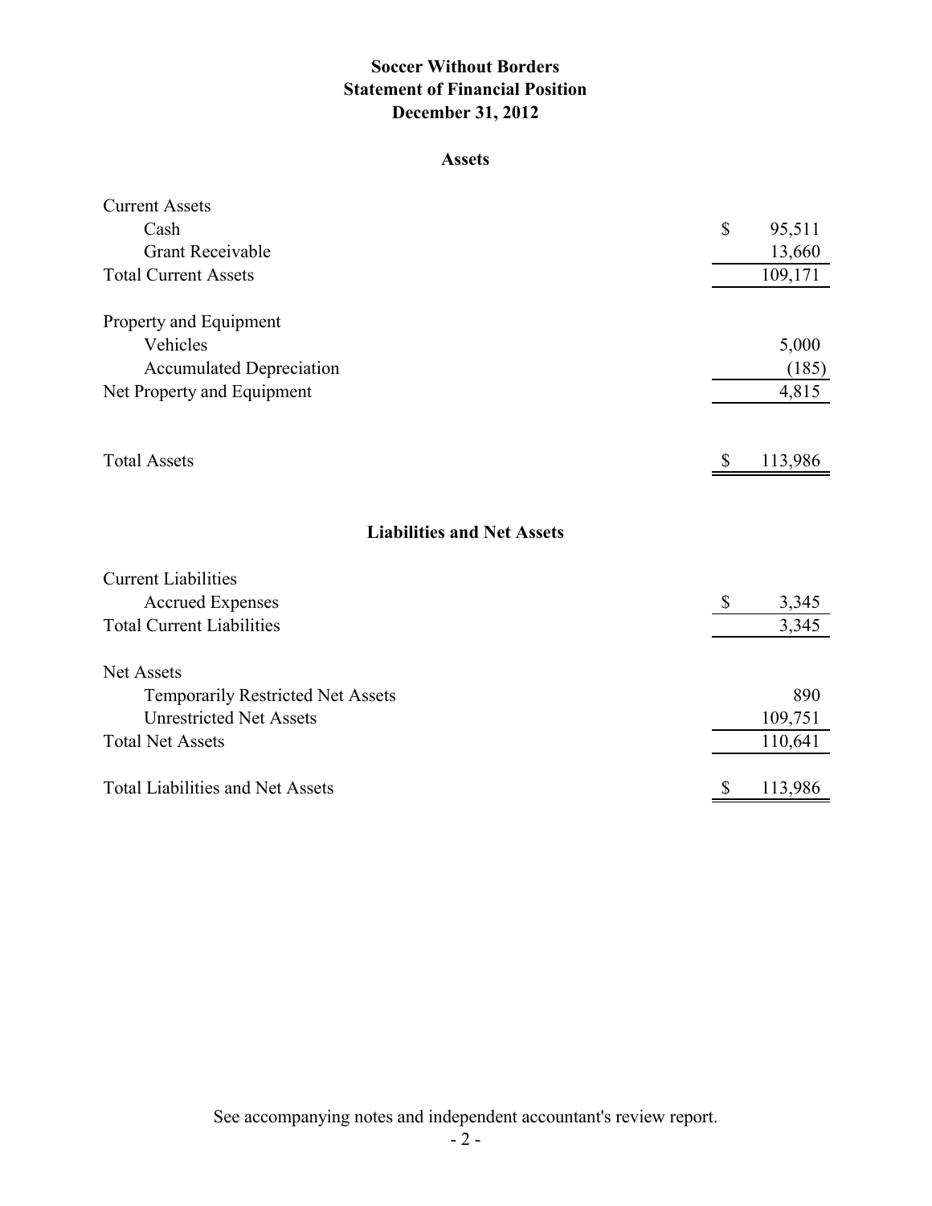# Soccer Without Borders
## Statement of Financial Position
### December 31, 2012

#### Assets

| | |
|---|---|
| Current Assets | |
| Cash | $ 95,511 |
| Grant Receivable | 13,660 |
| Total Current Assets | 109,171 |
| | |
| Property and Equipment | |
| Vehicles | 5,000 |
| Accumulated Depreciation | (185) |
| Net Property and Equipment | 4,815 |
| | |
| Total Assets | $ 113,986 |

#### Liabilities and Net Assets

| | |
|---|---|
| Current Liabilities | |
| Accrued Expenses | $ 3,345 |
| Total Current Liabilities | 3,345 |
| | |
| Net Assets | |
| Temporarily Restricted Net Assets | 890 |
| Unrestricted Net Assets | 109,751 |
| Total Net Assets | 110,641 |
| | |
| Total Liabilities and Net Assets | $ 113,986 |

See accompanying notes and independent accountant's review report.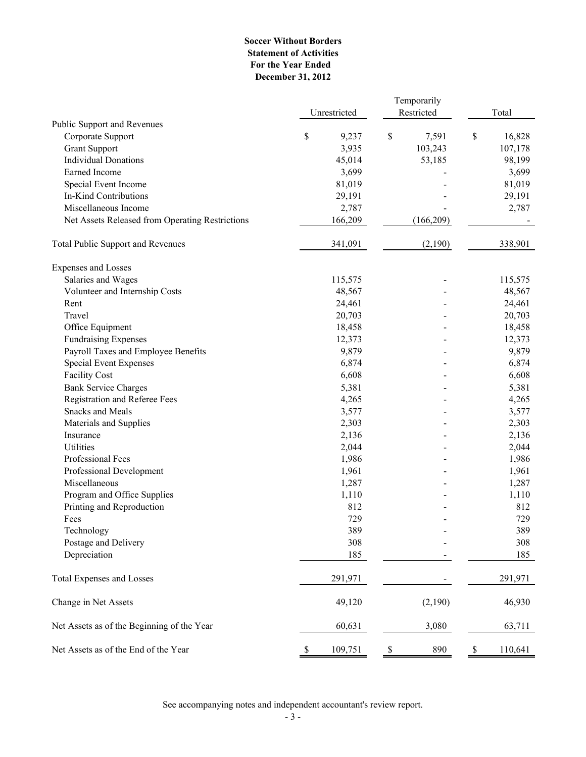# Soccer Without Borders
## Statement of Activities
### For the Year Ended December 31, 2012

| | Unrestricted | Temporarily Restricted | Total |
|---|---|---|---|
| **Public Support and Revenues** | | | |
| Corporate Support | $ 9,237 | $ 7,591 | $ 16,828 |
| Grant Support | 3,935 | 103,243 | 107,178 |
| Individual Donations | 45,014 | 53,185 | 98,199 |
| Earned Income | 3,699 | - | 3,699 |
| Special Event Income | 81,019 | - | 81,019 |
| In-Kind Contributions | 29,191 | - | 29,191 |
| Miscellaneous Income | 2,787 | - | 2,787 |
| Net Assets Released from Operating Restrictions | 166,209 | (166,209) | - |
| **Total Public Support and Revenues** | 341,091 | (2,190) | 338,901 |
| **Expenses and Losses** | | | |
| Salaries and Wages | 115,575 | - | 115,575 |
| Volunteer and Internship Costs | 48,567 | - | 48,567 |
| Rent | 24,461 | - | 24,461 |
| Travel | 20,703 | - | 20,703 |
| Office Equipment | 18,458 | - | 18,458 |
| Fundraising Expenses | 12,373 | - | 12,373 |
| Payroll Taxes and Employee Benefits | 9,879 | - | 9,879 |
| Special Event Expenses | 6,874 | - | 6,874 |
| Facility Cost | 6,608 | - | 6,608 |
| Bank Service Charges | 5,381 | - | 5,381 |
| Registration and Referee Fees | 4,265 | - | 4,265 |
| Snacks and Meals | 3,577 | - | 3,577 |
| Materials and Supplies | 2,303 | - | 2,303 |
| Insurance | 2,136 | - | 2,136 |
| Utilities | 2,044 | - | 2,044 |
| Professional Fees | 1,986 | - | 1,986 |
| Professional Development | 1,961 | - | 1,961 |
| Miscellaneous | 1,287 | - | 1,287 |
| Program and Office Supplies | 1,110 | - | 1,110 |
| Printing and Reproduction | 812 | - | 812 |
| Fees | 729 | - | 729 |
| Technology | 389 | - | 389 |
| Postage and Delivery | 308 | - | 308 |
| Depreciation | 185 | - | 185 |
| **Total Expenses and Losses** | 291,971 | - | 291,971 |
| **Change in Net Assets** | 49,120 | (2,190) | 46,930 |
| **Net Assets as of the Beginning of the Year** | 60,631 | 3,080 | 63,711 |
| **Net Assets as of the End of the Year** | $ 109,751 | $ 890 | $ 110,641 |

See accompanying notes and independent accountant's review report.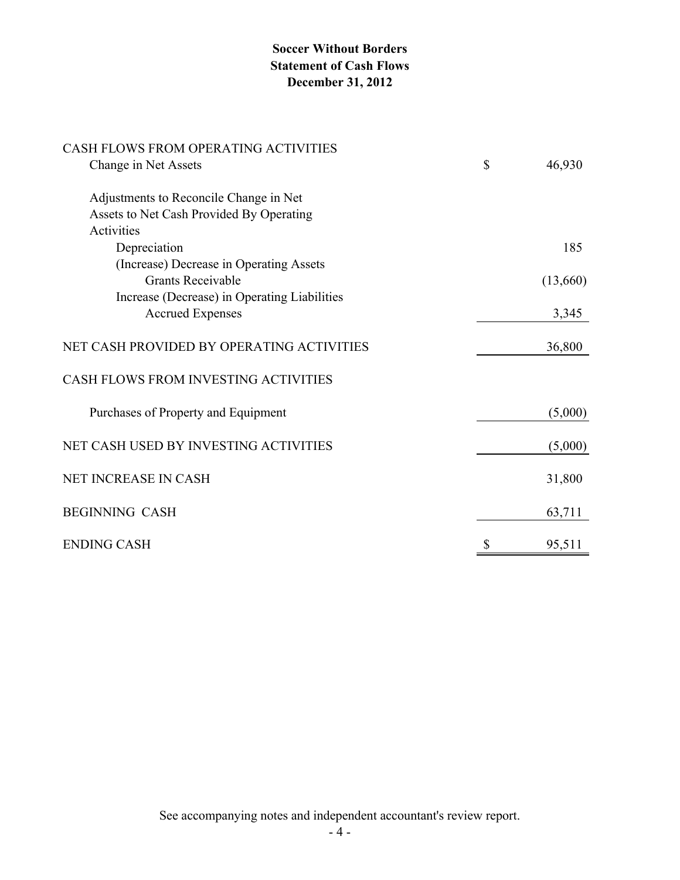**Soccer Without Borders**
**Statement of Cash Flows**
**December 31, 2012**

| | |
|---|---|
| CASH FLOWS FROM OPERATING ACTIVITIES | |
| Change in Net Assets | $ 46,930 |
| Adjustments to Reconcile Change in Net Assets to Net Cash Provided By Operating Activities | |
| Depreciation | 185 |
| (Increase) Decrease in Operating Assets | |
| Grants Receivable | (13,660) |
| Increase (Decrease) in Operating Liabilities | |
| Accrued Expenses | 3,345 |
| NET CASH PROVIDED BY OPERATING ACTIVITIES | 36,800 |
| CASH FLOWS FROM INVESTING ACTIVITIES | |
| Purchases of Property and Equipment | (5,000) |
| NET CASH USED BY INVESTING ACTIVITIES | (5,000) |
| NET INCREASE IN CASH | 31,800 |
| BEGINNING CASH | 63,711 |
| ENDING CASH | $ 95,511 |

See accompanying notes and independent accountant's review report.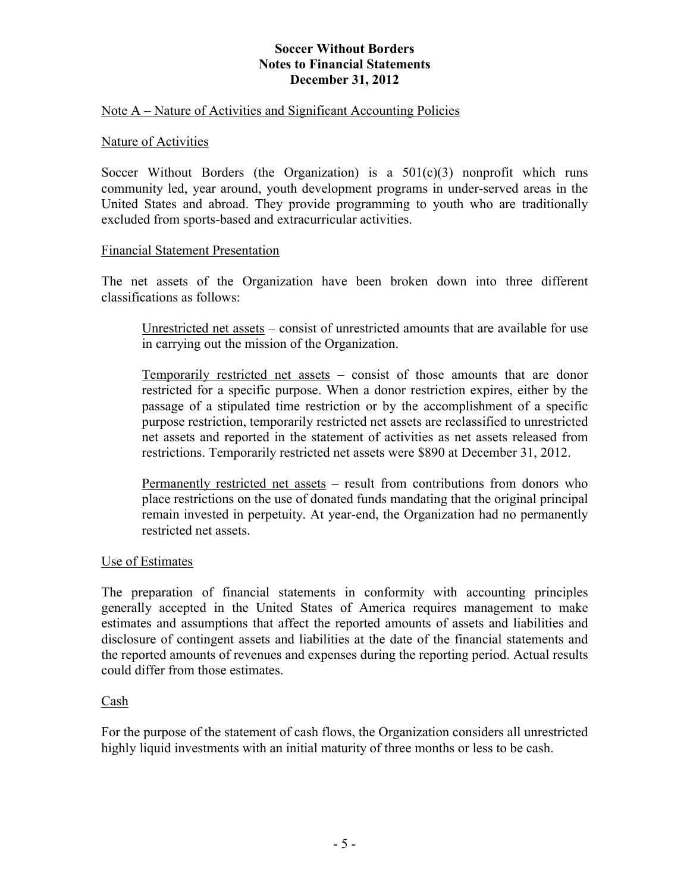# Soccer Without Borders
## Notes to Financial Statements
## December 31, 2012

### Note A – Nature of Activities and Significant Accounting Policies

#### Nature of Activities

Soccer Without Borders (the Organization) is a 501(c)(3) nonprofit which runs community led, year around, youth development programs in under-served areas in the United States and abroad. They provide programming to youth who are traditionally excluded from sports-based and extracurricular activities.

#### Financial Statement Presentation

The net assets of the Organization have been broken down into three different classifications as follows:

> Unrestricted net assets – consist of unrestricted amounts that are available for use in carrying out the mission of the Organization.
>
> Temporarily restricted net assets – consist of those amounts that are donor restricted for a specific purpose. When a donor restriction expires, either by the passage of a stipulated time restriction or by the accomplishment of a specific purpose restriction, temporarily restricted net assets are reclassified to unrestricted net assets and reported in the statement of activities as net assets released from restrictions. Temporarily restricted net assets were $890 at December 31, 2012.
>
> Permanently restricted net assets – result from contributions from donors who place restrictions on the use of donated funds mandating that the original principal remain invested in perpetuity. At year-end, the Organization had no permanently restricted net assets.

#### Use of Estimates

The preparation of financial statements in conformity with accounting principles generally accepted in the United States of America requires management to make estimates and assumptions that affect the reported amounts of assets and liabilities and disclosure of contingent assets and liabilities at the date of the financial statements and the reported amounts of revenues and expenses during the reporting period. Actual results could differ from those estimates.

#### Cash

For the purpose of the statement of cash flows, the Organization considers all unrestricted highly liquid investments with an initial maturity of three months or less to be cash.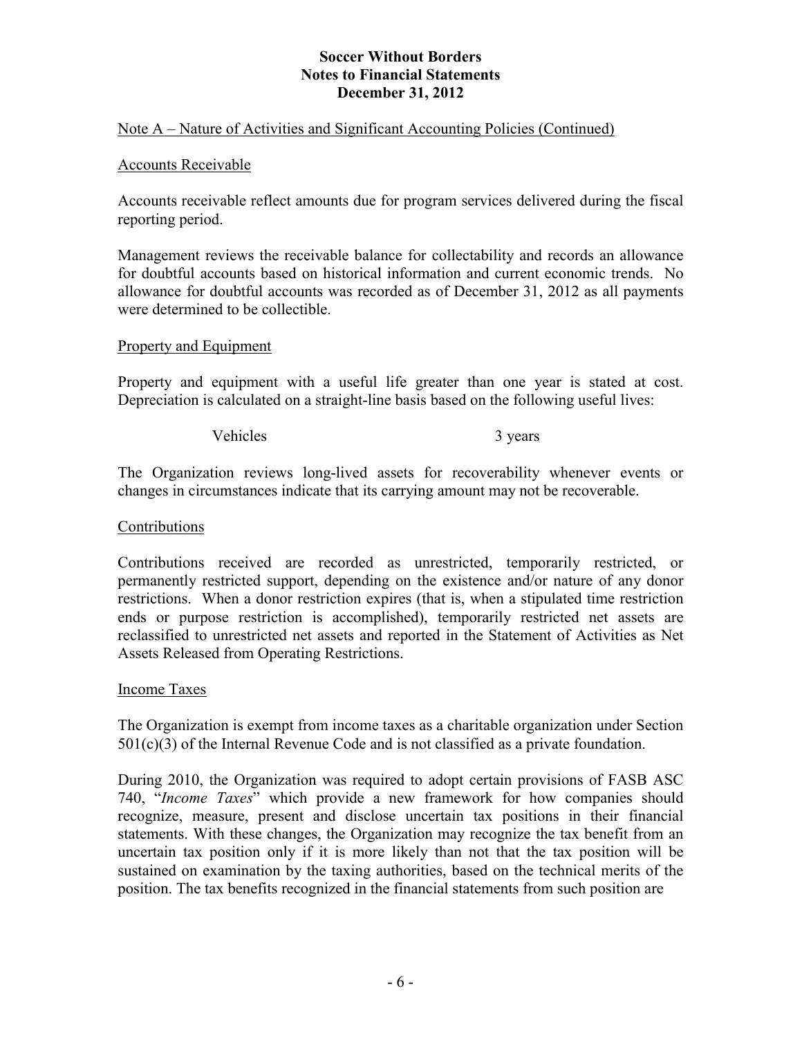Note A – Nature of Activities and Significant Accounting Policies (Continued)

Accounts Receivable

Accounts receivable reflect amounts due for program services delivered during the fiscal reporting period.

Management reviews the receivable balance for collectability and records an allowance for doubtful accounts based on historical information and current economic trends. No allowance for doubtful accounts was recorded as of December 31, 2012 as all payments were determined to be collectible.

Property and Equipment

Property and equipment with a useful life greater than one year is stated at cost. Depreciation is calculated on a straight-line basis based on the following useful lives:

| | |
|---|---|
| Vehicles | 3 years |

The Organization reviews long-lived assets for recoverability whenever events or changes in circumstances indicate that its carrying amount may not be recoverable.

Contributions

Contributions received are recorded as unrestricted, temporarily restricted, or permanently restricted support, depending on the existence and/or nature of any donor restrictions. When a donor restriction expires (that is, when a stipulated time restriction ends or purpose restriction is accomplished), temporarily restricted net assets are reclassified to unrestricted net assets and reported in the Statement of Activities as Net Assets Released from Operating Restrictions.

Income Taxes

The Organization is exempt from income taxes as a charitable organization under Section 501(c)(3) of the Internal Revenue Code and is not classified as a private foundation.

During 2010, the Organization was required to adopt certain provisions of FASB ASC 740, "*Income Taxes*" which provide a new framework for how companies should recognize, measure, present and disclose uncertain tax positions in their financial statements. With these changes, the Organization may recognize the tax benefit from an uncertain tax position only if it is more likely than not that the tax position will be sustained on examination by the taxing authorities, based on the technical merits of the position. The tax benefits recognized in the financial statements from such position are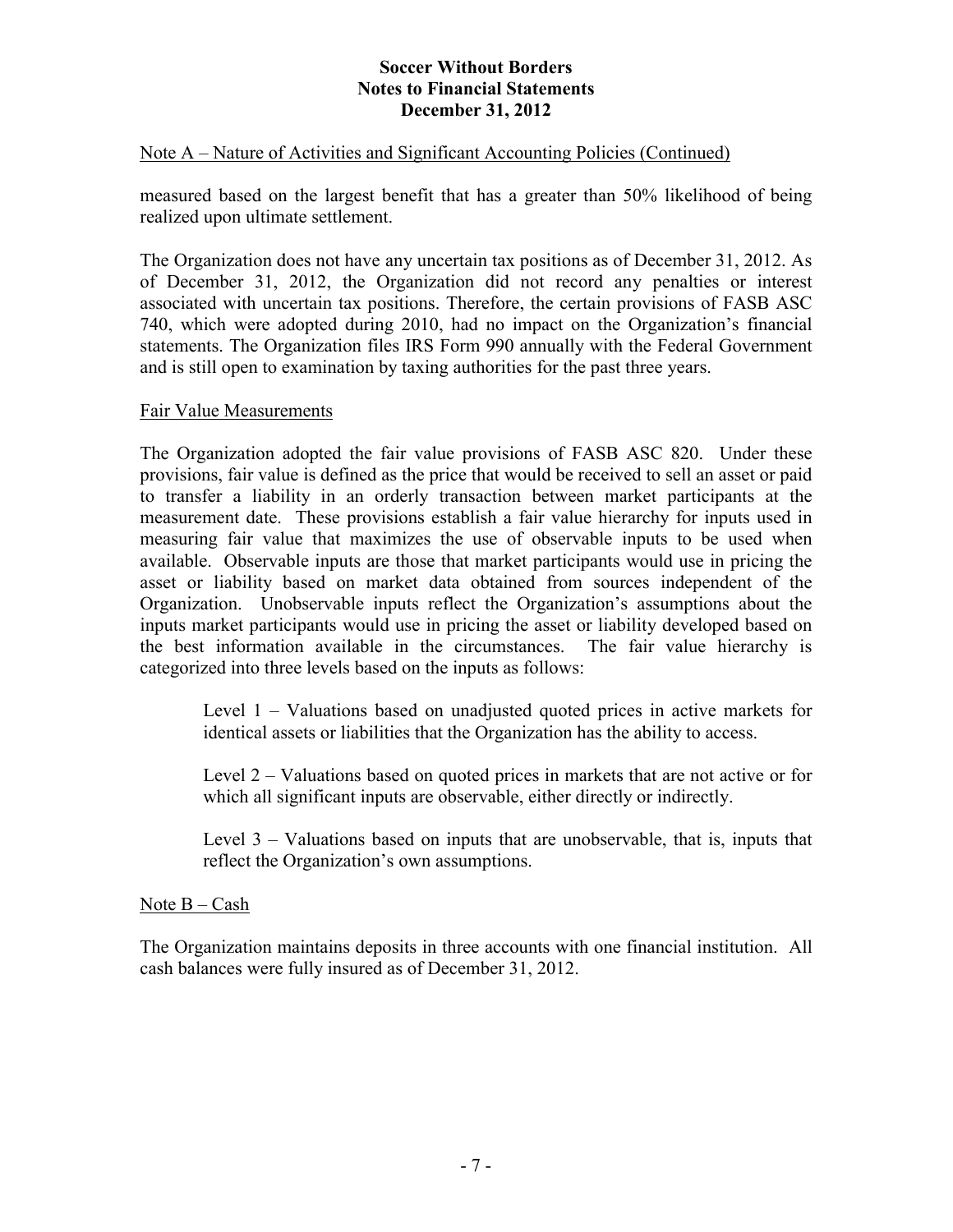Note A – Nature of Activities and Significant Accounting Policies (Continued)

measured based on the largest benefit that has a greater than 50% likelihood of being realized upon ultimate settlement.

The Organization does not have any uncertain tax positions as of December 31, 2012. As of December 31, 2012, the Organization did not record any penalties or interest associated with uncertain tax positions. Therefore, the certain provisions of FASB ASC 740, which were adopted during 2010, had no impact on the Organization's financial statements. The Organization files IRS Form 990 annually with the Federal Government and is still open to examination by taxing authorities for the past three years.

Fair Value Measurements

The Organization adopted the fair value provisions of FASB ASC 820. Under these provisions, fair value is defined as the price that would be received to sell an asset or paid to transfer a liability in an orderly transaction between market participants at the measurement date. These provisions establish a fair value hierarchy for inputs used in measuring fair value that maximizes the use of observable inputs to be used when available. Observable inputs are those that market participants would use in pricing the asset or liability based on market data obtained from sources independent of the Organization. Unobservable inputs reflect the Organization's assumptions about the inputs market participants would use in pricing the asset or liability developed based on the best information available in the circumstances. The fair value hierarchy is categorized into three levels based on the inputs as follows:

> Level 1 – Valuations based on unadjusted quoted prices in active markets for identical assets or liabilities that the Organization has the ability to access.
>
> Level 2 – Valuations based on quoted prices in markets that are not active or for which all significant inputs are observable, either directly or indirectly.
>
> Level 3 – Valuations based on inputs that are unobservable, that is, inputs that reflect the Organization's own assumptions.

Note B – Cash

The Organization maintains deposits in three accounts with one financial institution. All cash balances were fully insured as of December 31, 2012.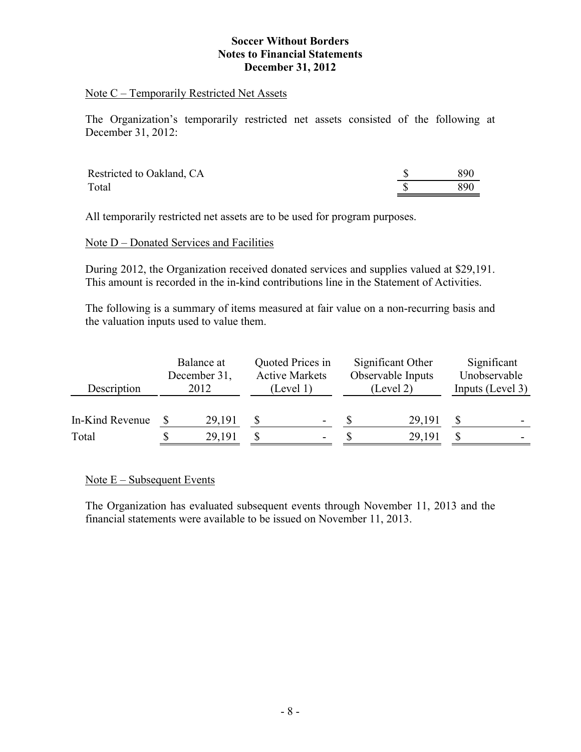**Soccer Without Borders**
**Notes to Financial Statements**
**December 31, 2012**

Note C – Temporarily Restricted Net Assets

The Organization's temporarily restricted net assets consisted of the following at December 31, 2012:

| | |
|---|---|
| Restricted to Oakland, CA | $ 890 |
| Total | $ 890 |

All temporarily restricted net assets are to be used for program purposes.

Note D – Donated Services and Facilities

During 2012, the Organization received donated services and supplies valued at $29,191. This amount is recorded in the in-kind contributions line in the Statement of Activities.

The following is a summary of items measured at fair value on a non-recurring basis and the valuation inputs used to value them.

| Description | Balance at December 31, 2012 | Quoted Prices in Active Markets (Level 1) | Significant Other Observable Inputs (Level 2) | Significant Unobservable Inputs (Level 3) |
|---|---|---|---|---|
| In-Kind Revenue | $ 29,191 | $ - | $ 29,191 | $ - |
| Total | $ 29,191 | $ - | $ 29,191 | $ - |

Note E – Subsequent Events

The Organization has evaluated subsequent events through November 11, 2013 and the financial statements were available to be issued on November 11, 2013.